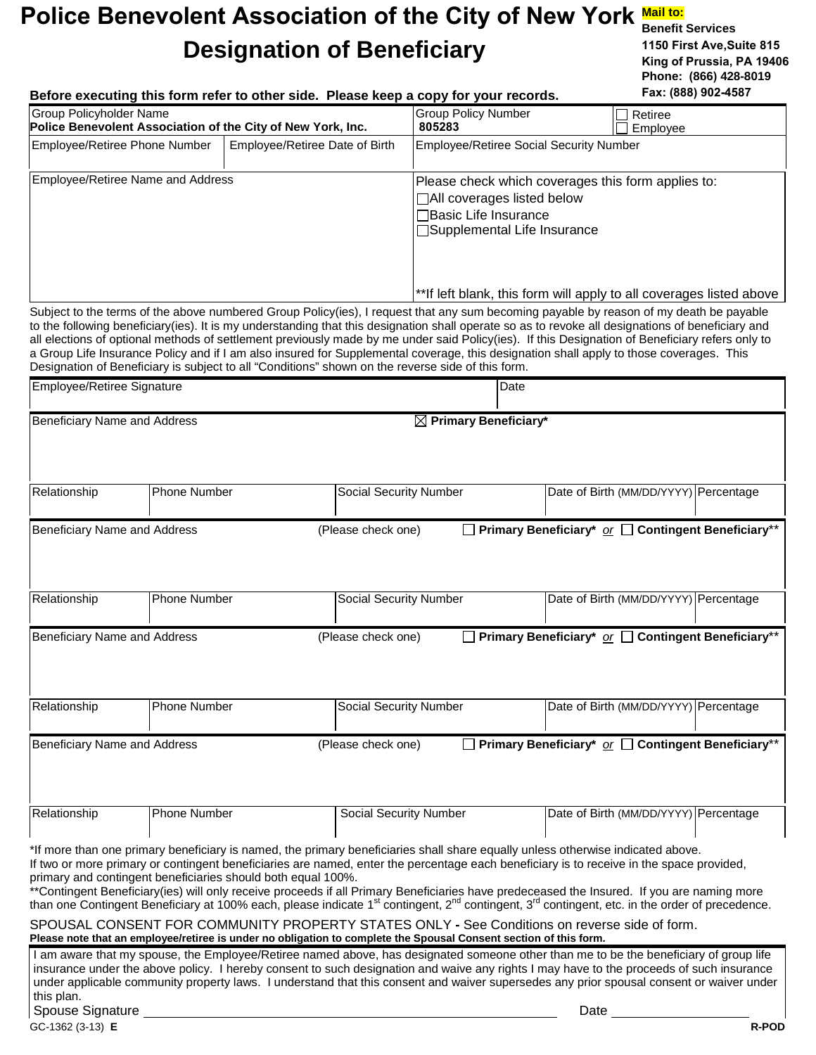# Police Benevolent Association of the City of New York

# Designation of Beneficiary

**Mail to:**
**Benefit Services**
**1150 First Ave,Suite 815**
**King of Prussia, PA 19406**
**Phone: (866) 428-8019**
**Fax: (888) 902-4587**

**Before executing this form refer to other side. Please keep a copy for your records.**

| Group Policyholder Name **Police Benevolent Association of the City of New York, Inc.** | | Group Policy Number **805283** | ☐ Retiree ☐ Employee |
|---|---|---|---|
| Employee/Retiree Phone Number | Employee/Retiree Date of Birth | Employee/Retiree Social Security Number | |
| Employee/Retiree Name and Address | | Please check which coverages this form applies to: ☐All coverages listed below ☐Basic Life Insurance ☐Supplemental Life Insurance **If left blank, this form will apply to all coverages listed above | |

Subject to the terms of the above numbered Group Policy(ies), I request that any sum becoming payable by reason of my death be payable to the following beneficiary(ies). It is my understanding that this designation shall operate so as to revoke all designations of beneficiary and all elections of optional methods of settlement previously made by me under said Policy(ies). If this Designation of Beneficiary refers only to a Group Life Insurance Policy and if I am also insured for Supplemental coverage, this designation shall apply to those coverages. This Designation of Beneficiary is subject to all "Conditions" shown on the reverse side of this form.

| Employee/Retiree Signature | Date |
|---|---|
| | |

| Beneficiary Name and Address | | ☒ **Primary Beneficiary*** | | |
|---|---|---|---|---|
| Relationship | Phone Number | Social Security Number | Date of Birth (MM/DD/YYYY) | Percentage |

| Beneficiary Name and Address | (Please check one) | ☐ **Primary Beneficiary*** *or* ☐ **Contingent Beneficiary**** | | |
|---|---|---|---|---|
| Relationship | Phone Number | Social Security Number | Date of Birth (MM/DD/YYYY) | Percentage |

| Beneficiary Name and Address | (Please check one) | ☐ **Primary Beneficiary*** *or* ☐ **Contingent Beneficiary**** | | |
|---|---|---|---|---|
| Relationship | Phone Number | Social Security Number | Date of Birth (MM/DD/YYYY) | Percentage |

| Beneficiary Name and Address | (Please check one) | ☐ **Primary Beneficiary*** *or* ☐ **Contingent Beneficiary**** | | |
|---|---|---|---|---|
| Relationship | Phone Number | Social Security Number | Date of Birth (MM/DD/YYYY) | Percentage |

*If more than one primary beneficiary is named, the primary beneficiaries shall share equally unless otherwise indicated above. If two or more primary or contingent beneficiaries are named, enter the percentage each beneficiary is to receive in the space provided, primary and contingent beneficiaries should both equal 100%.

**Contingent Beneficiary(ies) will only receive proceeds if all Primary Beneficiaries have predeceased the Insured. If you are naming more than one Contingent Beneficiary at 100% each, please indicate 1st contingent, 2nd contingent, 3rd contingent, etc. in the order of precedence.

SPOUSAL CONSENT FOR COMMUNITY PROPERTY STATES ONLY - See Conditions on reverse side of form.
**Please note that an employee/retiree is under no obligation to complete the Spousal Consent section of this form.**

I am aware that my spouse, the Employee/Retiree named above, has designated someone other than me to be the beneficiary of group life insurance under the above policy. I hereby consent to such designation and waive any rights I may have to the proceeds of such insurance under applicable community property laws. I understand that this consent and waiver supersedes any prior spousal consent or waiver under this plan.

Spouse Signature ______________________________ Date ______________

GC-1362 (3-13) **E** **R-POD**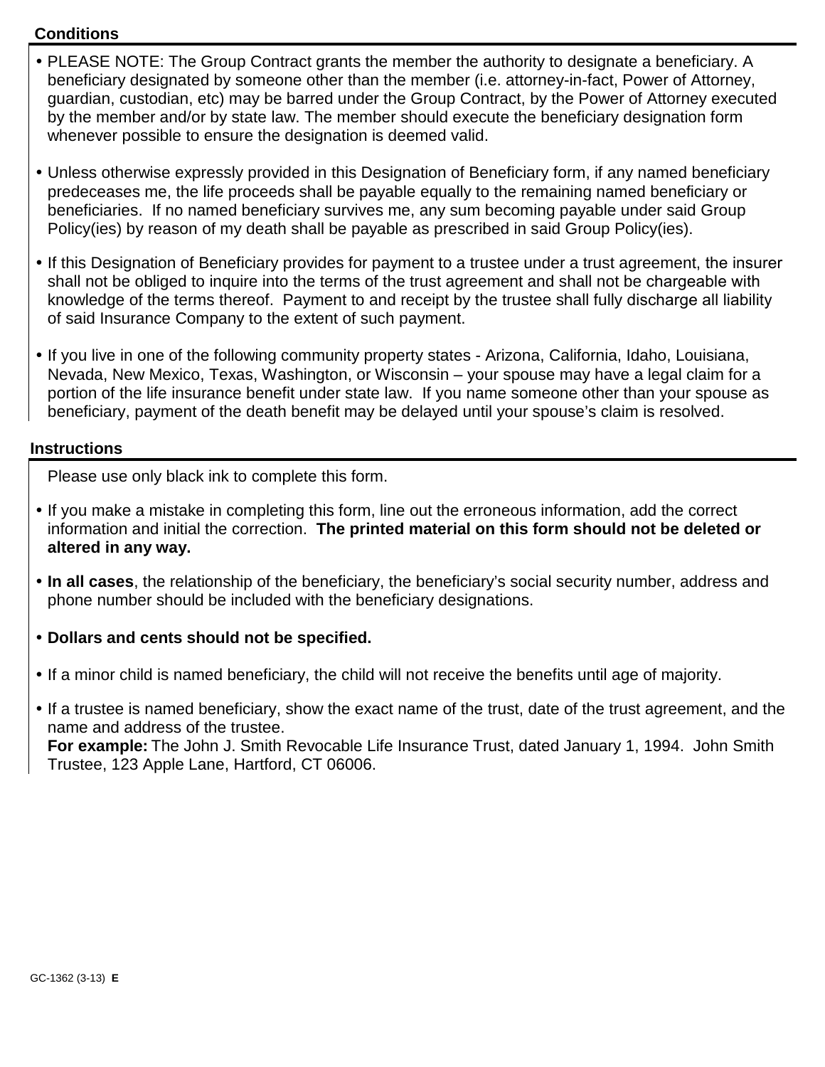## Conditions

- PLEASE NOTE: The Group Contract grants the member the authority to designate a beneficiary. A beneficiary designated by someone other than the member (i.e. attorney-in-fact, Power of Attorney, guardian, custodian, etc) may be barred under the Group Contract, by the Power of Attorney executed by the member and/or by state law. The member should execute the beneficiary designation form whenever possible to ensure the designation is deemed valid.
- Unless otherwise expressly provided in this Designation of Beneficiary form, if any named beneficiary predeceases me, the life proceeds shall be payable equally to the remaining named beneficiary or beneficiaries. If no named beneficiary survives me, any sum becoming payable under said Group Policy(ies) by reason of my death shall be payable as prescribed in said Group Policy(ies).
- If this Designation of Beneficiary provides for payment to a trustee under a trust agreement, the insurer shall not be obliged to inquire into the terms of the trust agreement and shall not be chargeable with knowledge of the terms thereof. Payment to and receipt by the trustee shall fully discharge all liability of said Insurance Company to the extent of such payment.
- If you live in one of the following community property states - Arizona, California, Idaho, Louisiana, Nevada, New Mexico, Texas, Washington, or Wisconsin – your spouse may have a legal claim for a portion of the life insurance benefit under state law. If you name someone other than your spouse as beneficiary, payment of the death benefit may be delayed until your spouse's claim is resolved.

## Instructions

Please use only black ink to complete this form.

- If you make a mistake in completing this form, line out the erroneous information, add the correct information and initial the correction. **The printed material on this form should not be deleted or altered in any way.**
- **In all cases**, the relationship of the beneficiary, the beneficiary's social security number, address and phone number should be included with the beneficiary designations.
- **Dollars and cents should not be specified.**
- If a minor child is named beneficiary, the child will not receive the benefits until age of majority.
- If a trustee is named beneficiary, show the exact name of the trust, date of the trust agreement, and the name and address of the trustee.
  **For example:** The John J. Smith Revocable Life Insurance Trust, dated January 1, 1994. John Smith Trustee, 123 Apple Lane, Hartford, CT 06006.

GC-1362 (3-13) **E**